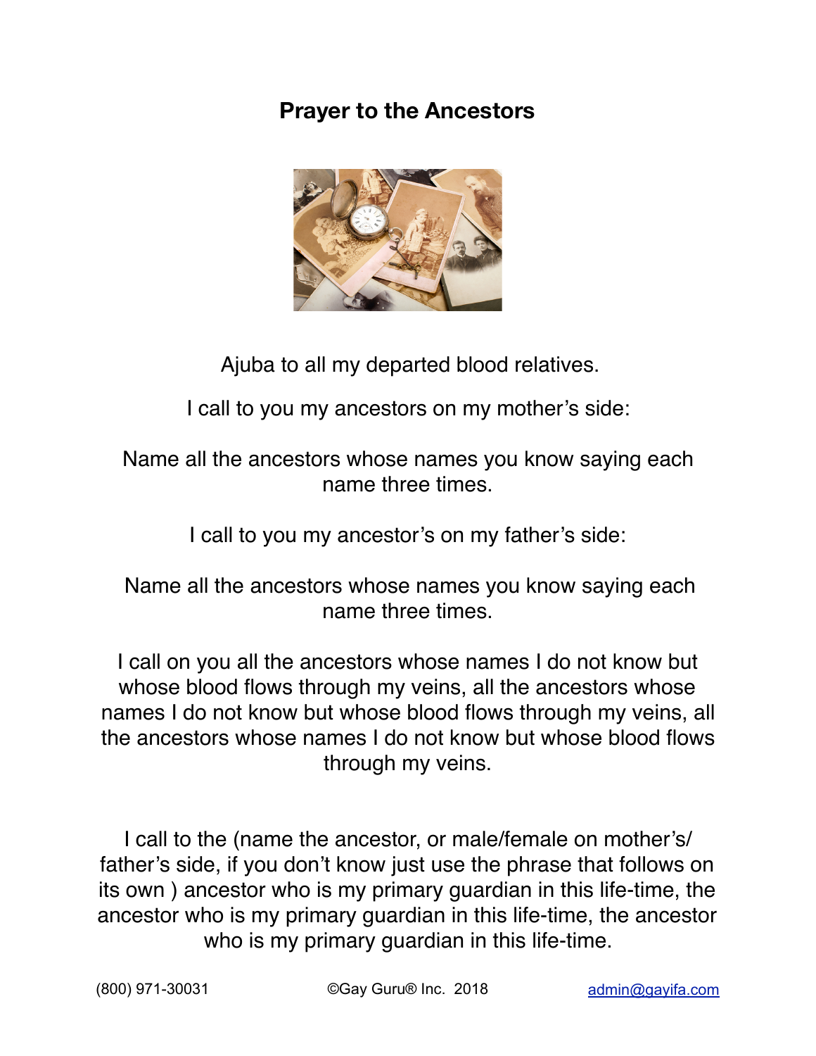# Prayer to the Ancestors

Ajuba to all my departed blood relatives.

I call to you my ancestors on my mother's side:

Name all the ancestors whose names you know saying each name three times.

I call to you my ancestor's on my father's side:

Name all the ancestors whose names you know saying each name three times.

I call on you all the ancestors whose names I do not know but whose blood flows through my veins, all the ancestors whose names I do not know but whose blood flows through my veins, all the ancestors whose names I do not know but whose blood flows through my veins.

I call to the (name the ancestor, or male/female on mother's/ father's side, if you don't know just use the phrase that follows on its own ) ancestor who is my primary guardian in this life-time, the ancestor who is my primary guardian in this life-time, the ancestor who is my primary guardian in this life-time.

(800) 971-30031 ©Gay Guru® Inc. 2018 admin@gayifa.com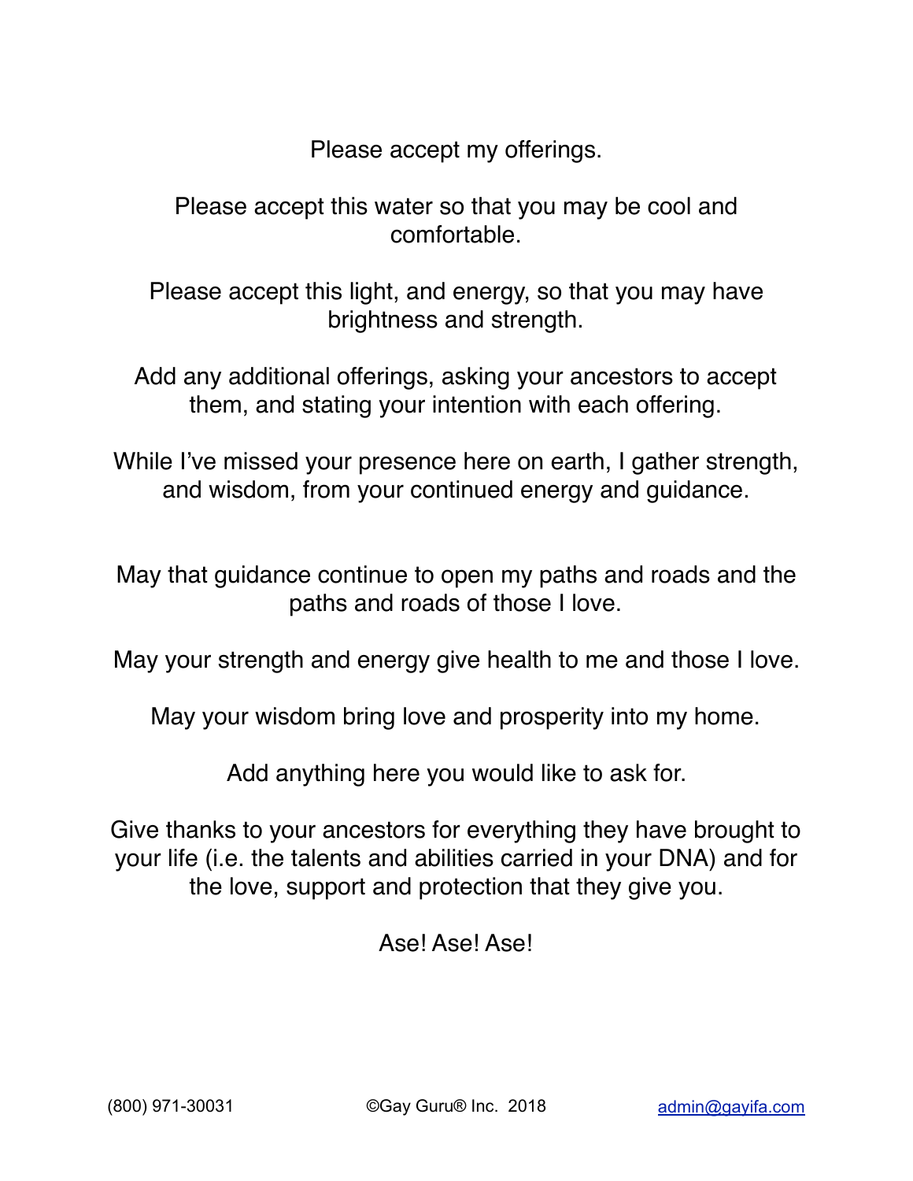Please accept my offerings.

Please accept this water so that you may be cool and comfortable.

Please accept this light, and energy, so that you may have brightness and strength.

Add any additional offerings, asking your ancestors to accept them, and stating your intention with each offering.

While I've missed your presence here on earth, I gather strength, and wisdom, from your continued energy and guidance.

May that guidance continue to open my paths and roads and the paths and roads of those I love.

May your strength and energy give health to me and those I love.

May your wisdom bring love and prosperity into my home.

Add anything here you would like to ask for.

Give thanks to your ancestors for everything they have brought to your life (i.e. the talents and abilities carried in your DNA) and for the love, support and protection that they give you.

Ase! Ase! Ase!